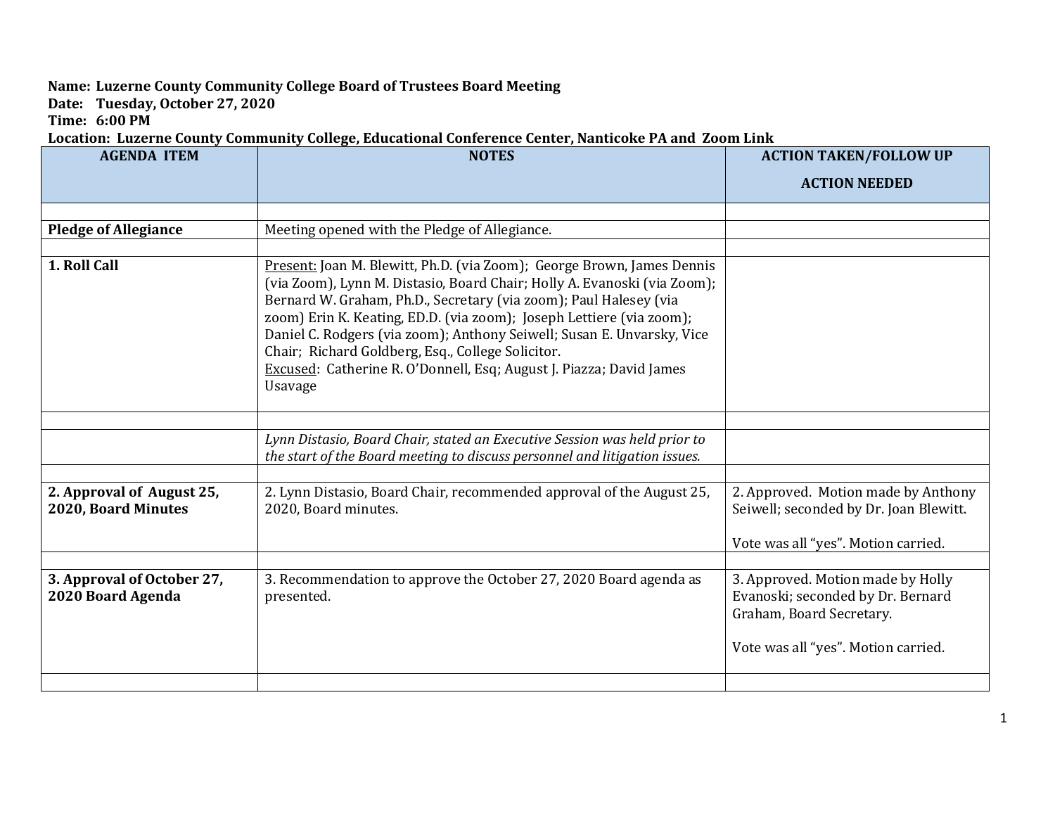**Name: Luzerne County Community College Board of Trustees Board Meeting**
**Date: Tuesday, October 27, 2020**
**Time: 6:00 PM**
**Location: Luzerne County Community College, Educational Conference Center, Nanticoke PA and Zoom Link**

| AGENDA ITEM | NOTES | ACTION TAKEN/FOLLOW UP ACTION NEEDED |
|---|---|---|
| | | |
| **Pledge of Allegiance** | Meeting opened with the Pledge of Allegiance. | |
| | | |
| **1. Roll Call** | Present: Joan M. Blewitt, Ph.D. (via Zoom); George Brown, James Dennis (via Zoom), Lynn M. Distasio, Board Chair; Holly A. Evanoski (via Zoom); Bernard W. Graham, Ph.D., Secretary (via zoom); Paul Halesey (via zoom) Erin K. Keating, ED.D. (via zoom); Joseph Lettiere (via zoom); Daniel C. Rodgers (via zoom); Anthony Seiwell; Susan E. Unvarsky, Vice Chair; Richard Goldberg, Esq., College Solicitor.<br>Excused: Catherine R. O'Donnell, Esq; August J. Piazza; David James Usavage | |
| | | |
| | *Lynn Distasio, Board Chair, stated an Executive Session was held prior to the start of the Board meeting to discuss personnel and litigation issues.* | |
| | | |
| **2. Approval of August 25, 2020, Board Minutes** | 2. Lynn Distasio, Board Chair, recommended approval of the August 25, 2020, Board minutes. | 2. Approved. Motion made by Anthony Seiwell; seconded by Dr. Joan Blewitt.<br><br>Vote was all "yes". Motion carried. |
| | | |
| **3. Approval of October 27, 2020 Board Agenda** | 3. Recommendation to approve the October 27, 2020 Board agenda as presented. | 3. Approved. Motion made by Holly Evanoski; seconded by Dr. Bernard Graham, Board Secretary.<br><br>Vote was all "yes". Motion carried. |
| | | |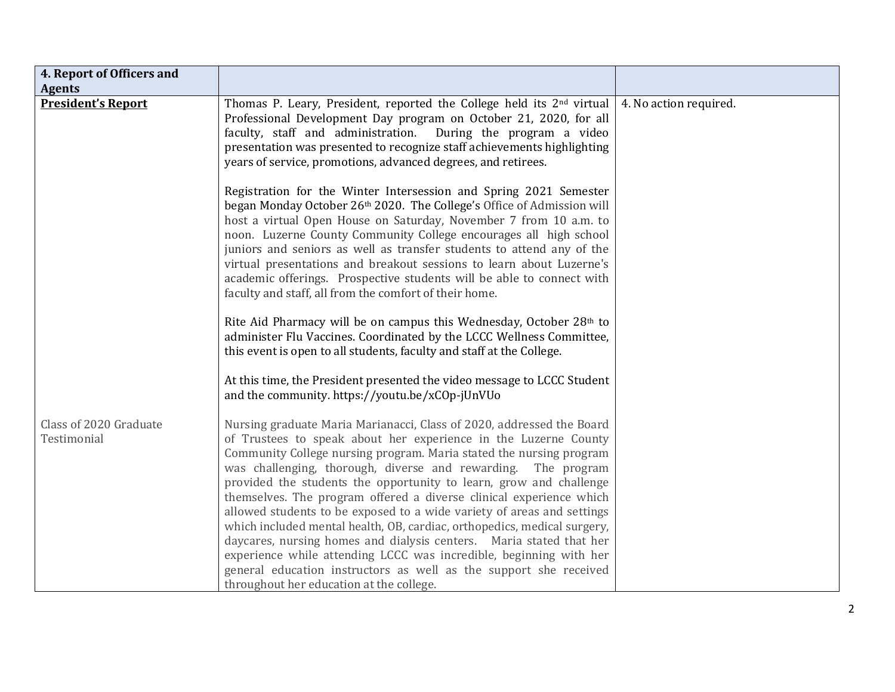| **4. Report of Officers and Agents** | | |
|---|---|---|
| **President's Report** | Thomas P. Leary, President, reported the College held its 2nd virtual Professional Development Day program on October 21, 2020, for all faculty, staff and administration. During the program a video presentation was presented to recognize staff achievements highlighting years of service, promotions, advanced degrees, and retirees.<br><br>Registration for the Winter Intersession and Spring 2021 Semester began Monday October 26th 2020. The College's Office of Admission will host a virtual Open House on Saturday, November 7 from 10 a.m. to noon. Luzerne County Community College encourages all high school juniors and seniors as well as transfer students to attend any of the virtual presentations and breakout sessions to learn about Luzerne's academic offerings. Prospective students will be able to connect with faculty and staff, all from the comfort of their home.<br><br>Rite Aid Pharmacy will be on campus this Wednesday, October 28th to administer Flu Vaccines. Coordinated by the LCCC Wellness Committee, this event is open to all students, faculty and staff at the College.<br><br>At this time, the President presented the video message to LCCC Student and the community. https://youtu.be/xCOp-jUnVUo | 4. No action required. |
| Class of 2020 Graduate Testimonial | Nursing graduate Maria Marianacci, Class of 2020, addressed the Board of Trustees to speak about her experience in the Luzerne County Community College nursing program. Maria stated the nursing program was challenging, thorough, diverse and rewarding. The program provided the students the opportunity to learn, grow and challenge themselves. The program offered a diverse clinical experience which allowed students to be exposed to a wide variety of areas and settings which included mental health, OB, cardiac, orthopedics, medical surgery, daycares, nursing homes and dialysis centers. Maria stated that her experience while attending LCCC was incredible, beginning with her general education instructors as well as the support she received throughout her education at the college. | |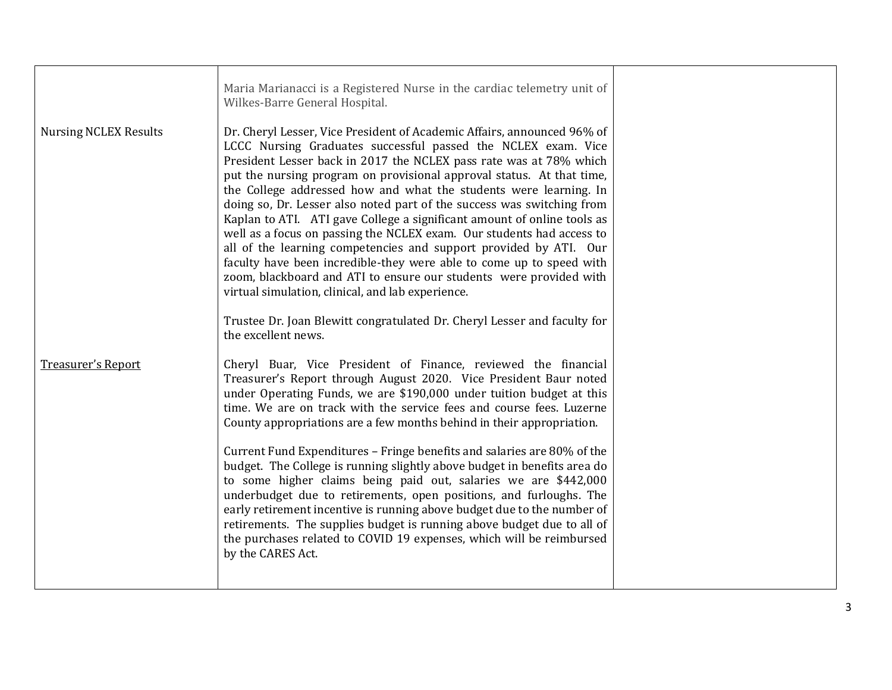| | | |
|---|---|---|
| | Maria Marianacci is a Registered Nurse in the cardiac telemetry unit of Wilkes-Barre General Hospital. | |
| Nursing NCLEX Results | Dr. Cheryl Lesser, Vice President of Academic Affairs, announced 96% of LCCC Nursing Graduates successful passed the NCLEX exam. Vice President Lesser back in 2017 the NCLEX pass rate was at 78% which put the nursing program on provisional approval status. At that time, the College addressed how and what the students were learning. In doing so, Dr. Lesser also noted part of the success was switching from Kaplan to ATI. ATI gave College a significant amount of online tools as well as a focus on passing the NCLEX exam. Our students had access to all of the learning competencies and support provided by ATI. Our faculty have been incredible-they were able to come up to speed with zoom, blackboard and ATI to ensure our students were provided with virtual simulation, clinical, and lab experience.<br><br>Trustee Dr. Joan Blewitt congratulated Dr. Cheryl Lesser and faculty for the excellent news. | |
| <u>Treasurer's Report</u> | Cheryl Buar, Vice President of Finance, reviewed the financial Treasurer's Report through August 2020. Vice President Baur noted under Operating Funds, we are $190,000 under tuition budget at this time. We are on track with the service fees and course fees. Luzerne County appropriations are a few months behind in their appropriation.<br><br>Current Fund Expenditures – Fringe benefits and salaries are 80% of the budget. The College is running slightly above budget in benefits area do to some higher claims being paid out, salaries we are $442,000 underbudget due to retirements, open positions, and furloughs. The early retirement incentive is running above budget due to the number of retirements. The supplies budget is running above budget due to all of the purchases related to COVID 19 expenses, which will be reimbursed by the CARES Act. | |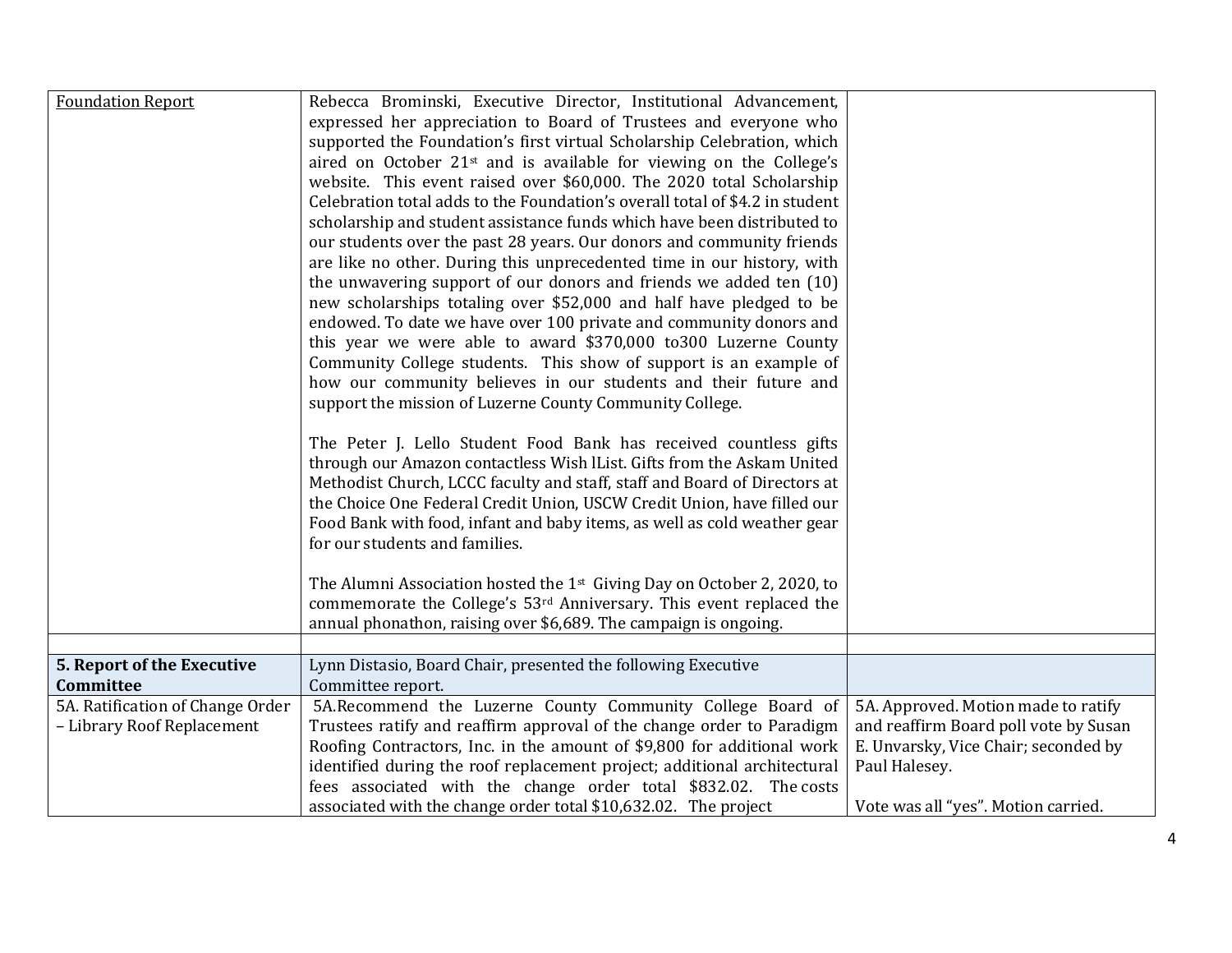| | | |
|---|---|---|
| Foundation Report | Rebecca Brominski, Executive Director, Institutional Advancement, expressed her appreciation to Board of Trustees and everyone who supported the Foundation's first virtual Scholarship Celebration, which aired on October 21st and is available for viewing on the College's website. This event raised over $60,000. The 2020 total Scholarship Celebration total adds to the Foundation's overall total of $4.2 in student scholarship and student assistance funds which have been distributed to our students over the past 28 years. Our donors and community friends are like no other. During this unprecedented time in our history, with the unwavering support of our donors and friends we added ten (10) new scholarships totaling over $52,000 and half have pledged to be endowed. To date we have over 100 private and community donors and this year we were able to award $370,000 to300 Luzerne County Community College students. This show of support is an example of how our community believes in our students and their future and support the mission of Luzerne County Community College.<br><br>The Peter J. Lello Student Food Bank has received countless gifts through our Amazon contactless Wish lList. Gifts from the Askam United Methodist Church, LCCC faculty and staff, staff and Board of Directors at the Choice One Federal Credit Union, USCW Credit Union, have filled our Food Bank with food, infant and baby items, as well as cold weather gear for our students and families.<br><br>The Alumni Association hosted the 1st Giving Day on October 2, 2020, to commemorate the College's 53rd Anniversary. This event replaced the annual phonathon, raising over $6,689. The campaign is ongoing. | |
| | | |
| **5. Report of the Executive Committee** | Lynn Distasio, Board Chair, presented the following Executive Committee report. | |
| 5A. Ratification of Change Order – Library Roof Replacement | 5A.Recommend the Luzerne County Community College Board of Trustees ratify and reaffirm approval of the change order to Paradigm Roofing Contractors, Inc. in the amount of $9,800 for additional work identified during the roof replacement project; additional architectural fees associated with the change order total $832.02. The costs associated with the change order total $10,632.02. The project | 5A. Approved. Motion made to ratify and reaffirm Board poll vote by Susan E. Unvarsky, Vice Chair; seconded by Paul Halesey.<br><br>Vote was all "yes". Motion carried. |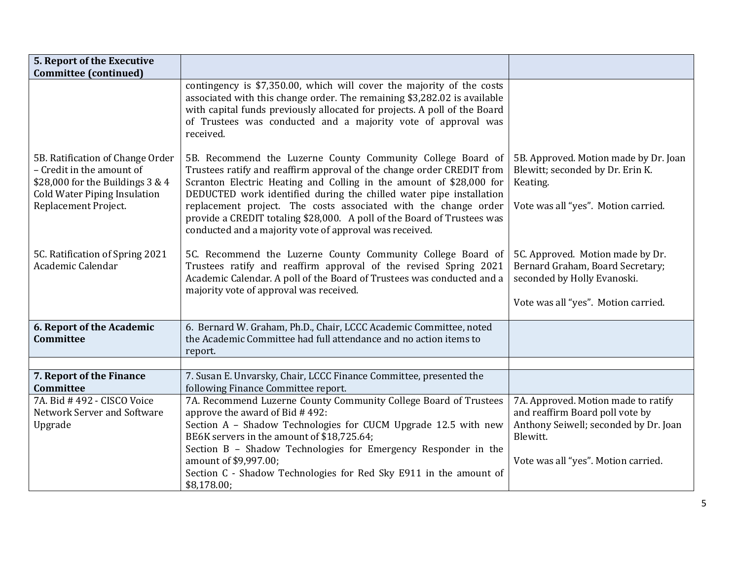| 5. Report of the Executive Committee (continued) | | |
|---|---|---|
| | contingency is $7,350.00, which will cover the majority of the costs associated with this change order. The remaining $3,282.02 is available with capital funds previously allocated for projects. A poll of the Board of Trustees was conducted and a majority vote of approval was received. | |
| 5B. Ratification of Change Order – Credit in the amount of $28,000 for the Buildings 3 & 4 Cold Water Piping Insulation Replacement Project. | 5B. Recommend the Luzerne County Community College Board of Trustees ratify and reaffirm approval of the change order CREDIT from Scranton Electric Heating and Colling in the amount of $28,000 for DEDUCTED work identified during the chilled water pipe installation replacement project. The costs associated with the change order provide a CREDIT totaling $28,000. A poll of the Board of Trustees was conducted and a majority vote of approval was received. | 5B. Approved. Motion made by Dr. Joan Blewitt; seconded by Dr. Erin K. Keating.<br><br>Vote was all "yes". Motion carried. |
| 5C. Ratification of Spring 2021 Academic Calendar | 5C. Recommend the Luzerne County Community College Board of Trustees ratify and reaffirm approval of the revised Spring 2021 Academic Calendar. A poll of the Board of Trustees was conducted and a majority vote of approval was received. | 5C. Approved. Motion made by Dr. Bernard Graham, Board Secretary; seconded by Holly Evanoski.<br><br>Vote was all "yes". Motion carried. |
| **6. Report of the Academic Committee** | 6. Bernard W. Graham, Ph.D., Chair, LCCC Academic Committee, noted the Academic Committee had full attendance and no action items to report. | |
| | | |
| **7. Report of the Finance Committee** | 7. Susan E. Unvarsky, Chair, LCCC Finance Committee, presented the following Finance Committee report. | |
| 7A. Bid # 492 - CISCO Voice Network Server and Software Upgrade | 7A. Recommend Luzerne County Community College Board of Trustees approve the award of Bid # 492:<br>Section A – Shadow Technologies for CUCM Upgrade 12.5 with new BE6K servers in the amount of $18,725.64;<br>Section B – Shadow Technologies for Emergency Responder in the amount of $9,997.00;<br>Section C - Shadow Technologies for Red Sky E911 in the amount of $8,178.00; | 7A. Approved. Motion made to ratify and reaffirm Board poll vote by Anthony Seiwell; seconded by Dr. Joan Blewitt.<br><br>Vote was all "yes". Motion carried. |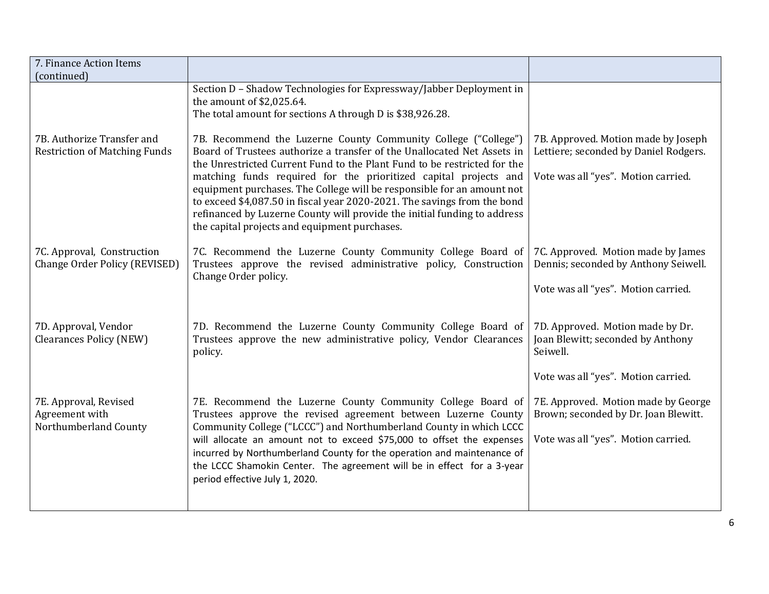| 7. Finance Action Items (continued) | | |
|---|---|---|
| | Section D – Shadow Technologies for Expressway/Jabber Deployment in the amount of $2,025.64.<br>The total amount for sections A through D is $38,926.28. | |
| 7B. Authorize Transfer and Restriction of Matching Funds | 7B. Recommend the Luzerne County Community College ("College") Board of Trustees authorize a transfer of the Unallocated Net Assets in the Unrestricted Current Fund to the Plant Fund to be restricted for the matching funds required for the prioritized capital projects and equipment purchases. The College will be responsible for an amount not to exceed $4,087.50 in fiscal year 2020-2021. The savings from the bond refinanced by Luzerne County will provide the initial funding to address the capital projects and equipment purchases. | 7B. Approved. Motion made by Joseph Lettiere; seconded by Daniel Rodgers.<br><br>Vote was all "yes". Motion carried. |
| 7C. Approval, Construction Change Order Policy (REVISED) | 7C. Recommend the Luzerne County Community College Board of Trustees approve the revised administrative policy, Construction Change Order policy. | 7C. Approved. Motion made by James Dennis; seconded by Anthony Seiwell.<br><br>Vote was all "yes". Motion carried. |
| 7D. Approval, Vendor Clearances Policy (NEW) | 7D. Recommend the Luzerne County Community College Board of Trustees approve the new administrative policy, Vendor Clearances policy. | 7D. Approved. Motion made by Dr. Joan Blewitt; seconded by Anthony Seiwell.<br><br>Vote was all "yes". Motion carried. |
| 7E. Approval, Revised Agreement with Northumberland County | 7E. Recommend the Luzerne County Community College Board of Trustees approve the revised agreement between Luzerne County Community College ("LCCC") and Northumberland County in which LCCC will allocate an amount not to exceed $75,000 to offset the expenses incurred by Northumberland County for the operation and maintenance of the LCCC Shamokin Center. The agreement will be in effect for a 3-year period effective July 1, 2020. | 7E. Approved. Motion made by George Brown; seconded by Dr. Joan Blewitt.<br><br>Vote was all "yes". Motion carried. |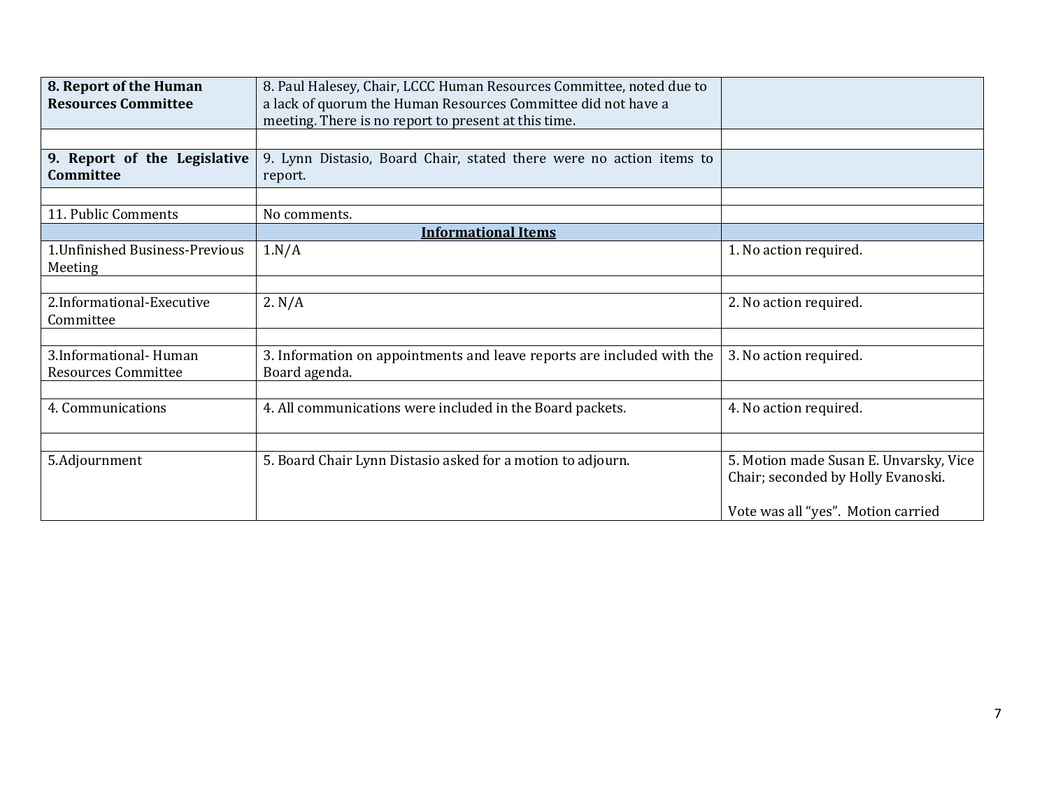| | | |
|---|---|---|
| **8. Report of the Human Resources Committee** | 8. Paul Halesey, Chair, LCCC Human Resources Committee, noted due to a lack of quorum the Human Resources Committee did not have a meeting. There is no report to present at this time. | |
| | | |
| **9. Report of the Legislative Committee** | 9. Lynn Distasio, Board Chair, stated there were no action items to report. | |
| | | |
| 11. Public Comments | No comments. | |
| | **Informational Items** | |
| 1.Unfinished Business-Previous Meeting | 1.N/A | 1. No action required. |
| | | |
| 2.Informational-Executive Committee | 2. N/A | 2. No action required. |
| | | |
| 3.Informational- Human Resources Committee | 3. Information on appointments and leave reports are included with the Board agenda. | 3. No action required. |
| | | |
| 4. Communications | 4. All communications were included in the Board packets. | 4. No action required. |
| | | |
| 5.Adjournment | 5. Board Chair Lynn Distasio asked for a motion to adjourn. | 5. Motion made Susan E. Unvarsky, Vice Chair; seconded by Holly Evanoski.<br><br>Vote was all "yes". Motion carried |